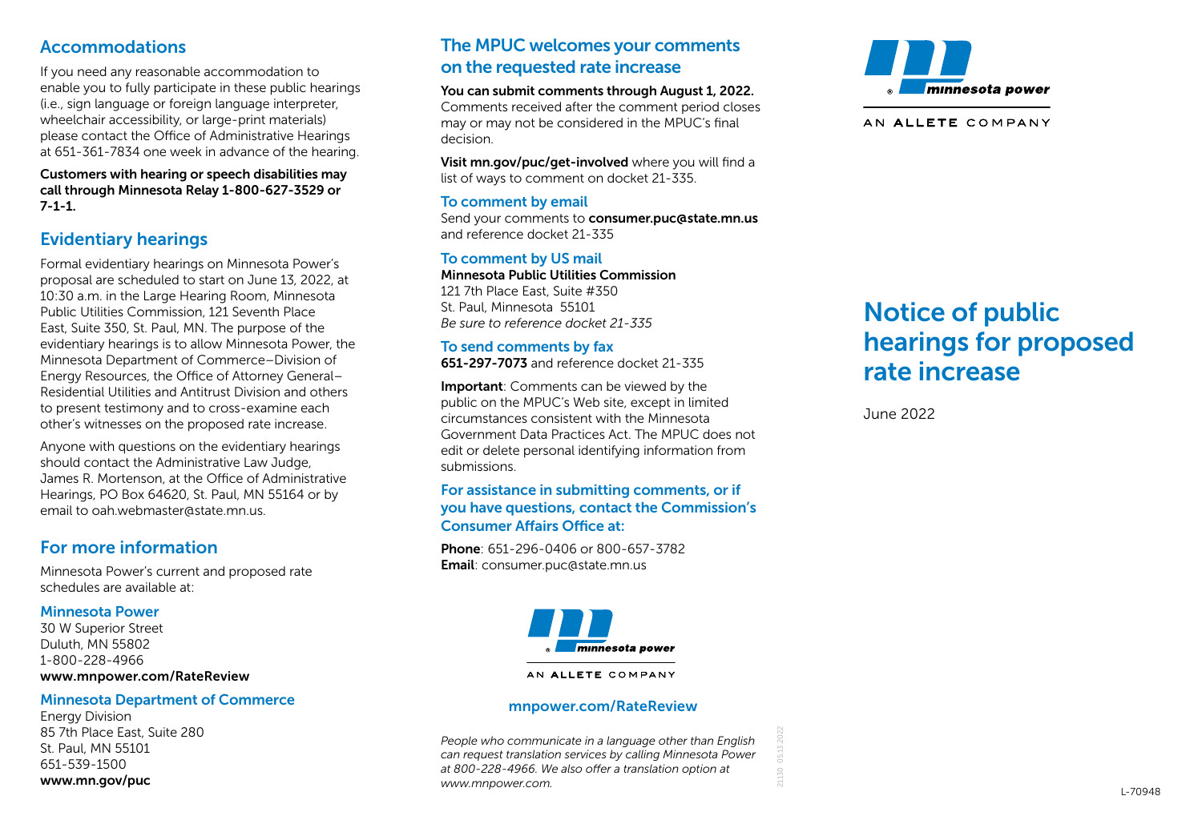## Accommodations

If you need any reasonable accommodation to enable you to fully participate in these public hearings (i.e., sign language or foreign language interpreter, wheelchair accessibility, or large-print materials) please contact the Office of Administrative Hearings at 651-361-7834 one week in advance of the hearing.

**Customers with hearing or speech disabilities may call through Minnesota Relay 1-800-627-3529 or 7-1-1.**

## Evidentiary hearings

Formal evidentiary hearings on Minnesota Power's proposal are scheduled to start on June 13, 2022, at 10:30 a.m. in the Large Hearing Room, Minnesota Public Utilities Commission, 121 Seventh Place East, Suite 350, St. Paul, MN. The purpose of the evidentiary hearings is to allow Minnesota Power, the Minnesota Department of Commerce–Division of Energy Resources, the Office of Attorney General–Residential Utilities and Antitrust Division and others to present testimony and to cross-examine each other's witnesses on the proposed rate increase.

Anyone with questions on the evidentiary hearings should contact the Administrative Law Judge, James R. Mortenson, at the Office of Administrative Hearings, PO Box 64620, St. Paul, MN 55164 or by email to oah.webmaster@state.mn.us.

## For more information

Minnesota Power's current and proposed rate schedules are available at:

### Minnesota Power

30 W Superior Street
Duluth, MN 55802
1-800-228-4966
**www.mnpower.com/RateReview**

### Minnesota Department of Commerce

Energy Division
85 7th Place East, Suite 280
St. Paul, MN 55101
651-539-1500
**www.mn.gov/puc**

## The MPUC welcomes your comments on the requested rate increase

**You can submit comments through August 1, 2022.** Comments received after the comment period closes may or may not be considered in the MPUC's final decision.

**Visit mn.gov/puc/get-involved** where you will find a list of ways to comment on docket 21-335.

### To comment by email

Send your comments to **consumer.puc@state.mn.us** and reference docket 21-335

### To comment by US mail

**Minnesota Public Utilities Commission**
121 7th Place East, Suite #350
St. Paul, Minnesota 55101
*Be sure to reference docket 21-335*

### To send comments by fax

**651-297-7073** and reference docket 21-335

**Important**: Comments can be viewed by the public on the MPUC's Web site, except in limited circumstances consistent with the Minnesota Government Data Practices Act. The MPUC does not edit or delete personal identifying information from submissions.

### For assistance in submitting comments, or if you have questions, contact the Commission's Consumer Affairs Office at:

**Phone**: 651-296-0406 or 800-657-3782
**Email**: consumer.puc@state.mn.us

minnesota power
AN ALLETE COMPANY

**mnpower.com/RateReview**

*People who communicate in a language other than English can request translation services by calling Minnesota Power at 800-228-4966. We also offer a translation option at www.mnpower.com.*

21130 0513 2022

minnesota power
AN ALLETE COMPANY

# Notice of public hearings for proposed rate increase

June 2022

L-70948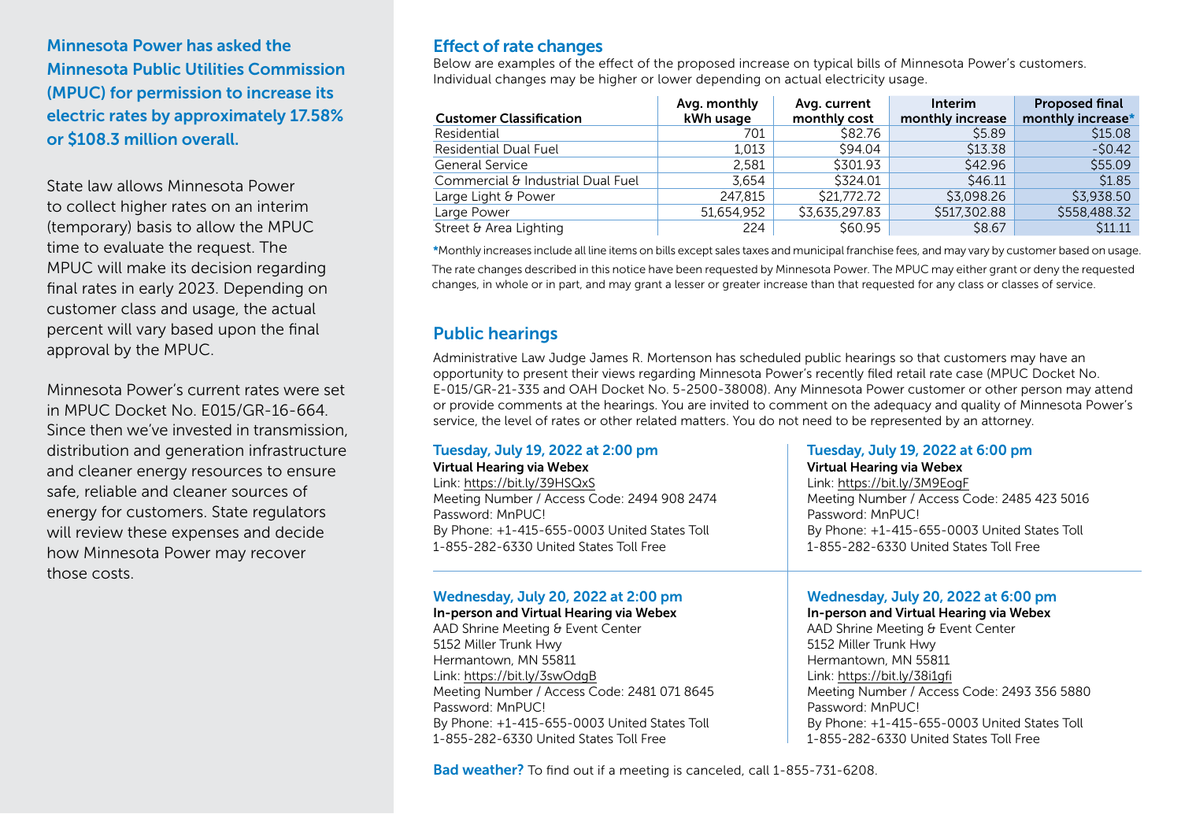**Minnesota Power has asked the Minnesota Public Utilities Commission (MPUC) for permission to increase its electric rates by approximately 17.58% or $108.3 million overall.**

State law allows Minnesota Power to collect higher rates on an interim (temporary) basis to allow the MPUC time to evaluate the request. The MPUC will make its decision regarding final rates in early 2023. Depending on customer class and usage, the actual percent will vary based upon the final approval by the MPUC.

Minnesota Power's current rates were set in MPUC Docket No. E015/GR-16-664. Since then we've invested in transmission, distribution and generation infrastructure and cleaner energy resources to ensure safe, reliable and cleaner sources of energy for customers. State regulators will review these expenses and decide how Minnesota Power may recover those costs.

## Effect of rate changes

Below are examples of the effect of the proposed increase on typical bills of Minnesota Power's customers. Individual changes may be higher or lower depending on actual electricity usage.

| Customer Classification | Avg. monthly kWh usage | Avg. current monthly cost | Interim monthly increase | Proposed final monthly increase* |
|---|---|---|---|---|
| Residential | 701 | $82.76 | $5.89 | $15.08 |
| Residential Dual Fuel | 1,013 | $94.04 | $13.38 | -$0.42 |
| General Service | 2,581 | $301.93 | $42.96 | $55.09 |
| Commercial & Industrial Dual Fuel | 3,654 | $324.01 | $46.11 | $1.85 |
| Large Light & Power | 247,815 | $21,772.72 | $3,098.26 | $3,938.50 |
| Large Power | 51,654,952 | $3,635,297.83 | $517,302.88 | $558,488.32 |
| Street & Area Lighting | 224 | $60.95 | $8.67 | $11.11 |

*Monthly increases include all line items on bills except sales taxes and municipal franchise fees, and may vary by customer based on usage.

The rate changes described in this notice have been requested by Minnesota Power. The MPUC may either grant or deny the requested changes, in whole or in part, and may grant a lesser or greater increase than that requested for any class or classes of service.

## Public hearings

Administrative Law Judge James R. Mortenson has scheduled public hearings so that customers may have an opportunity to present their views regarding Minnesota Power's recently filed retail rate case (MPUC Docket No. E-015/GR-21-335 and OAH Docket No. 5-2500-38008). Any Minnesota Power customer or other person may attend or provide comments at the hearings. You are invited to comment on the adequacy and quality of Minnesota Power's service, the level of rates or other related matters. You do not need to be represented by an attorney.

### Tuesday, July 19, 2022 at 2:00 pm

**Virtual Hearing via Webex**
Link: https://bit.ly/39HSQxS
Meeting Number / Access Code: 2494 908 2474
Password: MnPUC!
By Phone: +1-415-655-0003 United States Toll
1-855-282-6330 United States Toll Free

### Tuesday, July 19, 2022 at 6:00 pm

**Virtual Hearing via Webex**
Link: https://bit.ly/3M9EogF
Meeting Number / Access Code: 2485 423 5016
Password: MnPUC!
By Phone: +1-415-655-0003 United States Toll
1-855-282-6330 United States Toll Free

### Wednesday, July 20, 2022 at 2:00 pm

**In-person and Virtual Hearing via Webex**
AAD Shrine Meeting & Event Center
5152 Miller Trunk Hwy
Hermantown, MN 55811
Link: https://bit.ly/3swOdgB
Meeting Number / Access Code: 2481 071 8645
Password: MnPUC!
By Phone: +1-415-655-0003 United States Toll
1-855-282-6330 United States Toll Free

### Wednesday, July 20, 2022 at 6:00 pm

**In-person and Virtual Hearing via Webex**
AAD Shrine Meeting & Event Center
5152 Miller Trunk Hwy
Hermantown, MN 55811
Link: https://bit.ly/38i1gfi
Meeting Number / Access Code: 2493 356 5880
Password: MnPUC!
By Phone: +1-415-655-0003 United States Toll
1-855-282-6330 United States Toll Free

**Bad weather?** To find out if a meeting is canceled, call 1-855-731-6208.